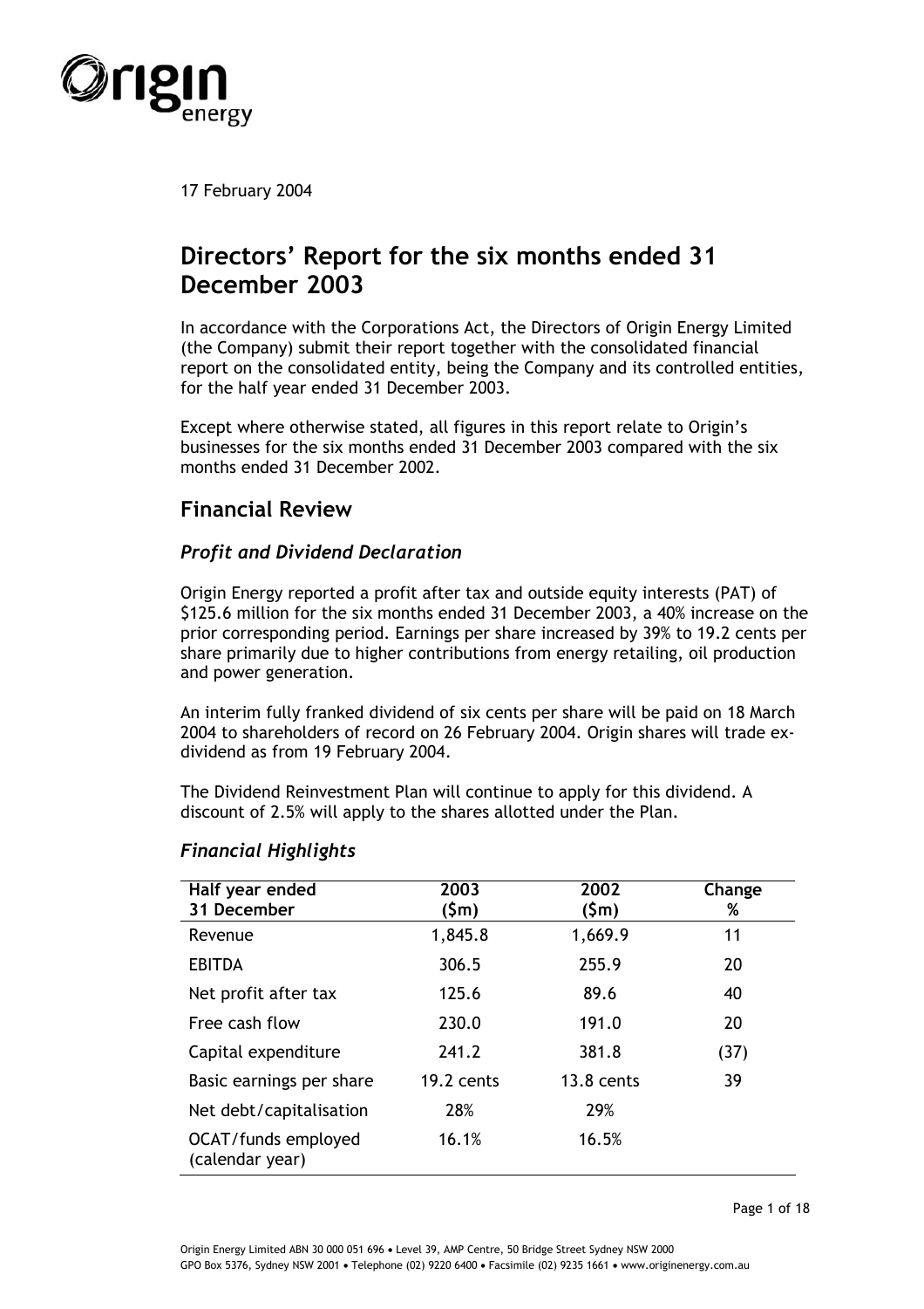17 February 2004

# Directors' Report for the six months ended 31 December 2003

In accordance with the Corporations Act, the Directors of Origin Energy Limited (the Company) submit their report together with the consolidated financial report on the consolidated entity, being the Company and its controlled entities, for the half year ended 31 December 2003.

Except where otherwise stated, all figures in this report relate to Origin's businesses for the six months ended 31 December 2003 compared with the six months ended 31 December 2002.

## Financial Review

### *Profit and Dividend Declaration*

Origin Energy reported a profit after tax and outside equity interests (PAT) of $125.6 million for the six months ended 31 December 2003, a 40% increase on the prior corresponding period. Earnings per share increased by 39% to 19.2 cents per share primarily due to higher contributions from energy retailing, oil production and power generation.

An interim fully franked dividend of six cents per share will be paid on 18 March 2004 to shareholders of record on 26 February 2004. Origin shares will trade ex-dividend as from 19 February 2004.

The Dividend Reinvestment Plan will continue to apply for this dividend. A discount of 2.5% will apply to the shares allotted under the Plan.

### *Financial Highlights*

| Half year ended 31 December | 2003 ($m) | 2002 ($m) | Change % |
|---|---|---|---|
| Revenue | 1,845.8 | 1,669.9 | 11 |
| EBITDA | 306.5 | 255.9 | 20 |
| Net profit after tax | 125.6 | 89.6 | 40 |
| Free cash flow | 230.0 | 191.0 | 20 |
| Capital expenditure | 241.2 | 381.8 | (37) |
| Basic earnings per share | 19.2 cents | 13.8 cents | 39 |
| Net debt/capitalisation | 28% | 29% | |
| OCAT/funds employed (calendar year) | 16.1% | 16.5% | |

Origin Energy Limited ABN 30 000 051 696 • Level 39, AMP Centre, 50 Bridge Street Sydney NSW 2000
GPO Box 5376, Sydney NSW 2001 • Telephone (02) 9220 6400 • Facsimile (02) 9235 1661 • www.originenergy.com.au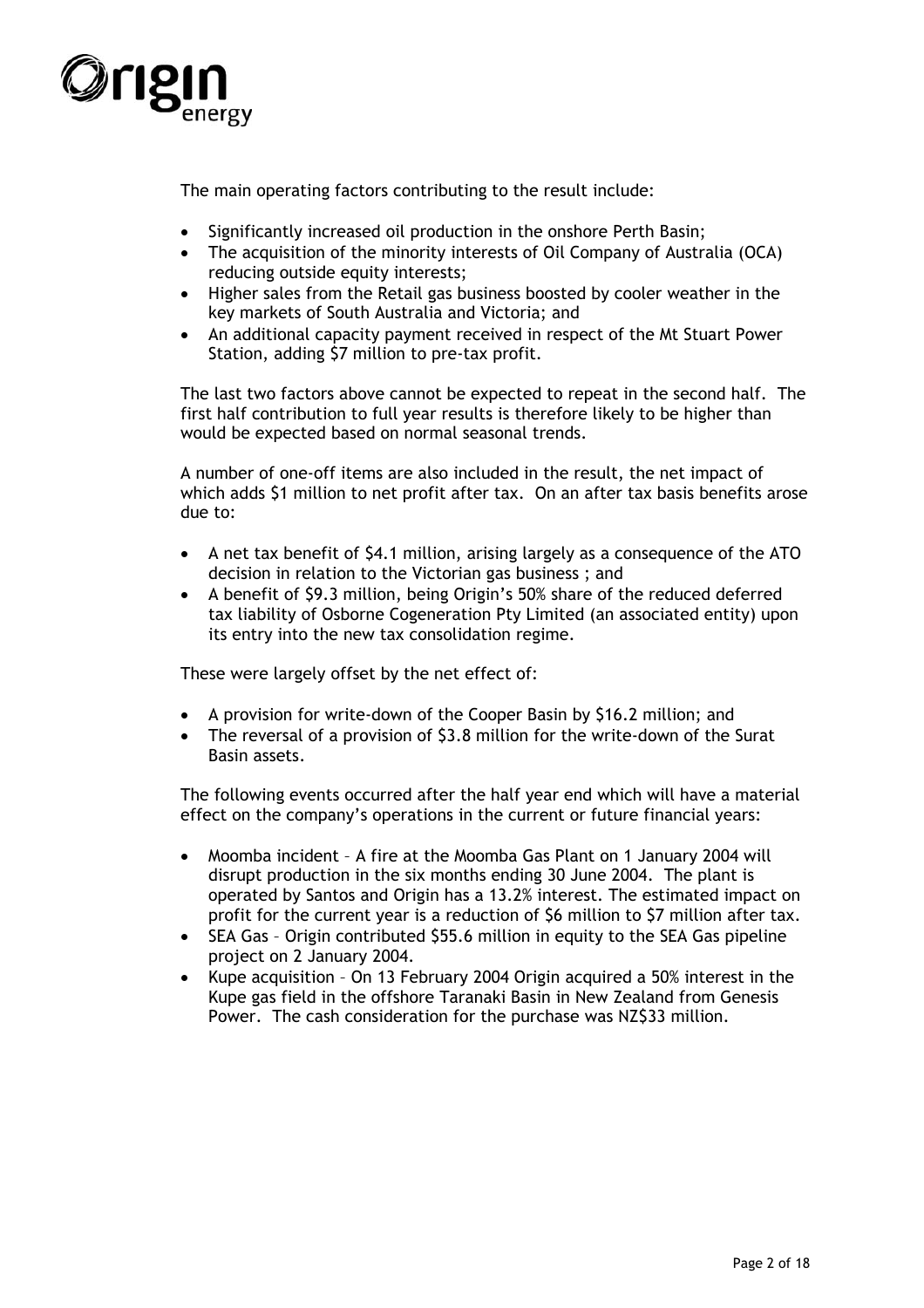The main operating factors contributing to the result include:

- Significantly increased oil production in the onshore Perth Basin;
- The acquisition of the minority interests of Oil Company of Australia (OCA) reducing outside equity interests;
- Higher sales from the Retail gas business boosted by cooler weather in the key markets of South Australia and Victoria; and
- An additional capacity payment received in respect of the Mt Stuart Power Station, adding $7 million to pre-tax profit.

The last two factors above cannot be expected to repeat in the second half. The first half contribution to full year results is therefore likely to be higher than would be expected based on normal seasonal trends.

A number of one-off items are also included in the result, the net impact of which adds $1 million to net profit after tax. On an after tax basis benefits arose due to:

- A net tax benefit of $4.1 million, arising largely as a consequence of the ATO decision in relation to the Victorian gas business ; and
- A benefit of $9.3 million, being Origin's 50% share of the reduced deferred tax liability of Osborne Cogeneration Pty Limited (an associated entity) upon its entry into the new tax consolidation regime.

These were largely offset by the net effect of:

- A provision for write-down of the Cooper Basin by $16.2 million; and
- The reversal of a provision of $3.8 million for the write-down of the Surat Basin assets.

The following events occurred after the half year end which will have a material effect on the company's operations in the current or future financial years:

- Moomba incident – A fire at the Moomba Gas Plant on 1 January 2004 will disrupt production in the six months ending 30 June 2004. The plant is operated by Santos and Origin has a 13.2% interest. The estimated impact on profit for the current year is a reduction of $6 million to $7 million after tax.
- SEA Gas – Origin contributed $55.6 million in equity to the SEA Gas pipeline project on 2 January 2004.
- Kupe acquisition – On 13 February 2004 Origin acquired a 50% interest in the Kupe gas field in the offshore Taranaki Basin in New Zealand from Genesis Power. The cash consideration for the purchase was NZ$33 million.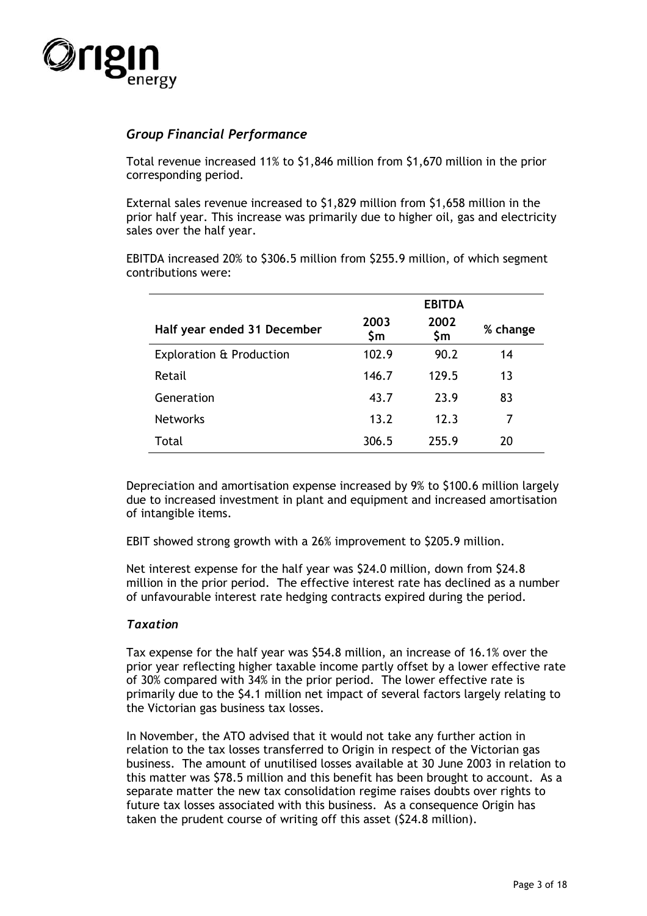## *Group Financial Performance*

Total revenue increased 11% to $1,846 million from $1,670 million in the prior corresponding period.

External sales revenue increased to $1,829 million from $1,658 million in the prior half year. This increase was primarily due to higher oil, gas and electricity sales over the half year.

EBITDA increased 20% to $306.5 million from $255.9 million, of which segment contributions were:

| | EBITDA | | |
|---|---|---|---|
| **Half year ended 31 December** | **2003 $m** | **2002 $m** | **% change** |
| Exploration & Production | 102.9 | 90.2 | 14 |
| Retail | 146.7 | 129.5 | 13 |
| Generation | 43.7 | 23.9 | 83 |
| Networks | 13.2 | 12.3 | 7 |
| Total | 306.5 | 255.9 | 20 |

Depreciation and amortisation expense increased by 9% to $100.6 million largely due to increased investment in plant and equipment and increased amortisation of intangible items.

EBIT showed strong growth with a 26% improvement to $205.9 million.

Net interest expense for the half year was $24.0 million, down from $24.8 million in the prior period. The effective interest rate has declined as a number of unfavourable interest rate hedging contracts expired during the period.

### *Taxation*

Tax expense for the half year was $54.8 million, an increase of 16.1% over the prior year reflecting higher taxable income partly offset by a lower effective rate of 30% compared with 34% in the prior period. The lower effective rate is primarily due to the $4.1 million net impact of several factors largely relating to the Victorian gas business tax losses.

In November, the ATO advised that it would not take any further action in relation to the tax losses transferred to Origin in respect of the Victorian gas business. The amount of unutilised losses available at 30 June 2003 in relation to this matter was $78.5 million and this benefit has been brought to account. As a separate matter the new tax consolidation regime raises doubts over rights to future tax losses associated with this business. As a consequence Origin has taken the prudent course of writing off this asset ($24.8 million).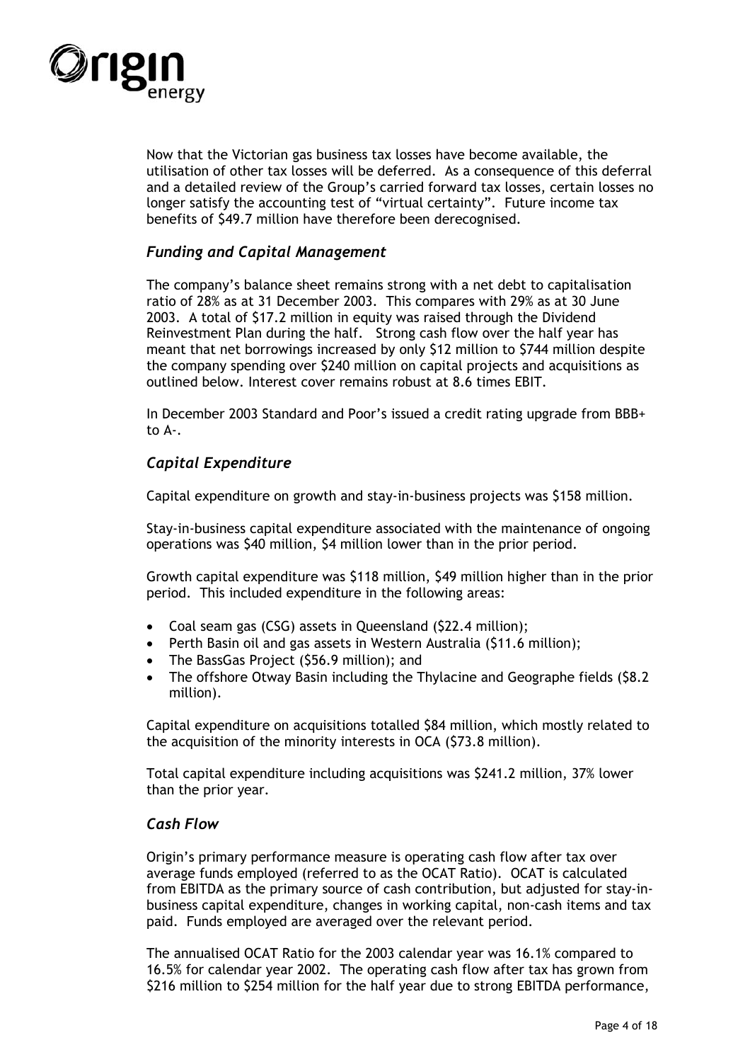Now that the Victorian gas business tax losses have become available, the utilisation of other tax losses will be deferred. As a consequence of this deferral and a detailed review of the Group's carried forward tax losses, certain losses no longer satisfy the accounting test of "virtual certainty". Future income tax benefits of $49.7 million have therefore been derecognised.

### *Funding and Capital Management*

The company's balance sheet remains strong with a net debt to capitalisation ratio of 28% as at 31 December 2003. This compares with 29% as at 30 June 2003. A total of $17.2 million in equity was raised through the Dividend Reinvestment Plan during the half. Strong cash flow over the half year has meant that net borrowings increased by only $12 million to $744 million despite the company spending over $240 million on capital projects and acquisitions as outlined below. Interest cover remains robust at 8.6 times EBIT.

In December 2003 Standard and Poor's issued a credit rating upgrade from BBB+ to A-.

### *Capital Expenditure*

Capital expenditure on growth and stay-in-business projects was $158 million.

Stay-in-business capital expenditure associated with the maintenance of ongoing operations was $40 million, $4 million lower than in the prior period.

Growth capital expenditure was $118 million, $49 million higher than in the prior period. This included expenditure in the following areas:

- Coal seam gas (CSG) assets in Queensland ($22.4 million);
- Perth Basin oil and gas assets in Western Australia ($11.6 million);
- The BassGas Project ($56.9 million); and
- The offshore Otway Basin including the Thylacine and Geographe fields ($8.2 million).

Capital expenditure on acquisitions totalled $84 million, which mostly related to the acquisition of the minority interests in OCA ($73.8 million).

Total capital expenditure including acquisitions was $241.2 million, 37% lower than the prior year.

### *Cash Flow*

Origin's primary performance measure is operating cash flow after tax over average funds employed (referred to as the OCAT Ratio). OCAT is calculated from EBITDA as the primary source of cash contribution, but adjusted for stay-in-business capital expenditure, changes in working capital, non-cash items and tax paid. Funds employed are averaged over the relevant period.

The annualised OCAT Ratio for the 2003 calendar year was 16.1% compared to 16.5% for calendar year 2002. The operating cash flow after tax has grown from $216 million to $254 million for the half year due to strong EBITDA performance,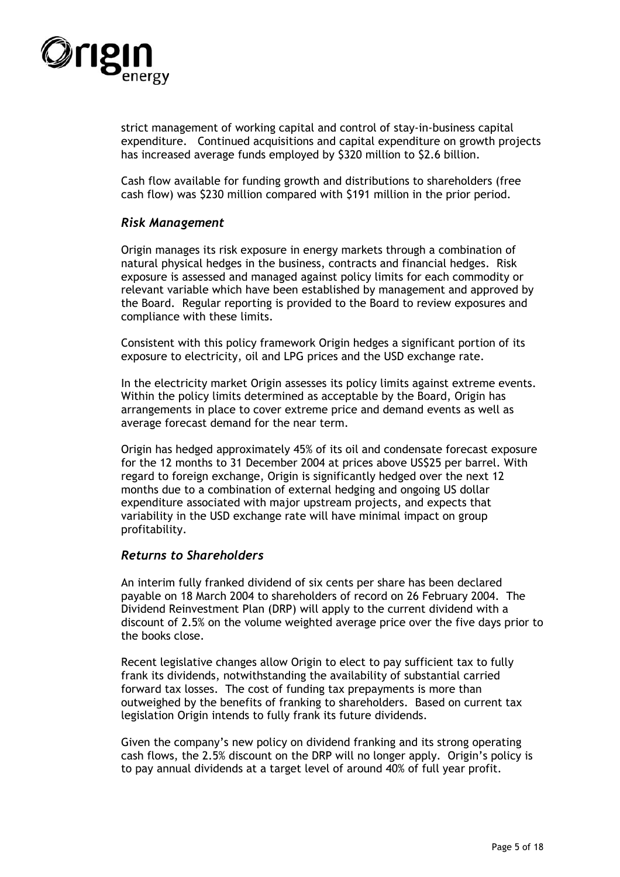strict management of working capital and control of stay-in-business capital expenditure. Continued acquisitions and capital expenditure on growth projects has increased average funds employed by $320 million to $2.6 billion.

Cash flow available for funding growth and distributions to shareholders (free cash flow) was $230 million compared with $191 million in the prior period.

### *Risk Management*

Origin manages its risk exposure in energy markets through a combination of natural physical hedges in the business, contracts and financial hedges. Risk exposure is assessed and managed against policy limits for each commodity or relevant variable which have been established by management and approved by the Board. Regular reporting is provided to the Board to review exposures and compliance with these limits.

Consistent with this policy framework Origin hedges a significant portion of its exposure to electricity, oil and LPG prices and the USD exchange rate.

In the electricity market Origin assesses its policy limits against extreme events. Within the policy limits determined as acceptable by the Board, Origin has arrangements in place to cover extreme price and demand events as well as average forecast demand for the near term.

Origin has hedged approximately 45% of its oil and condensate forecast exposure for the 12 months to 31 December 2004 at prices above US$25 per barrel. With regard to foreign exchange, Origin is significantly hedged over the next 12 months due to a combination of external hedging and ongoing US dollar expenditure associated with major upstream projects, and expects that variability in the USD exchange rate will have minimal impact on group profitability.

### *Returns to Shareholders*

An interim fully franked dividend of six cents per share has been declared payable on 18 March 2004 to shareholders of record on 26 February 2004. The Dividend Reinvestment Plan (DRP) will apply to the current dividend with a discount of 2.5% on the volume weighted average price over the five days prior to the books close.

Recent legislative changes allow Origin to elect to pay sufficient tax to fully frank its dividends, notwithstanding the availability of substantial carried forward tax losses. The cost of funding tax prepayments is more than outweighed by the benefits of franking to shareholders. Based on current tax legislation Origin intends to fully frank its future dividends.

Given the company's new policy on dividend franking and its strong operating cash flows, the 2.5% discount on the DRP will no longer apply. Origin's policy is to pay annual dividends at a target level of around 40% of full year profit.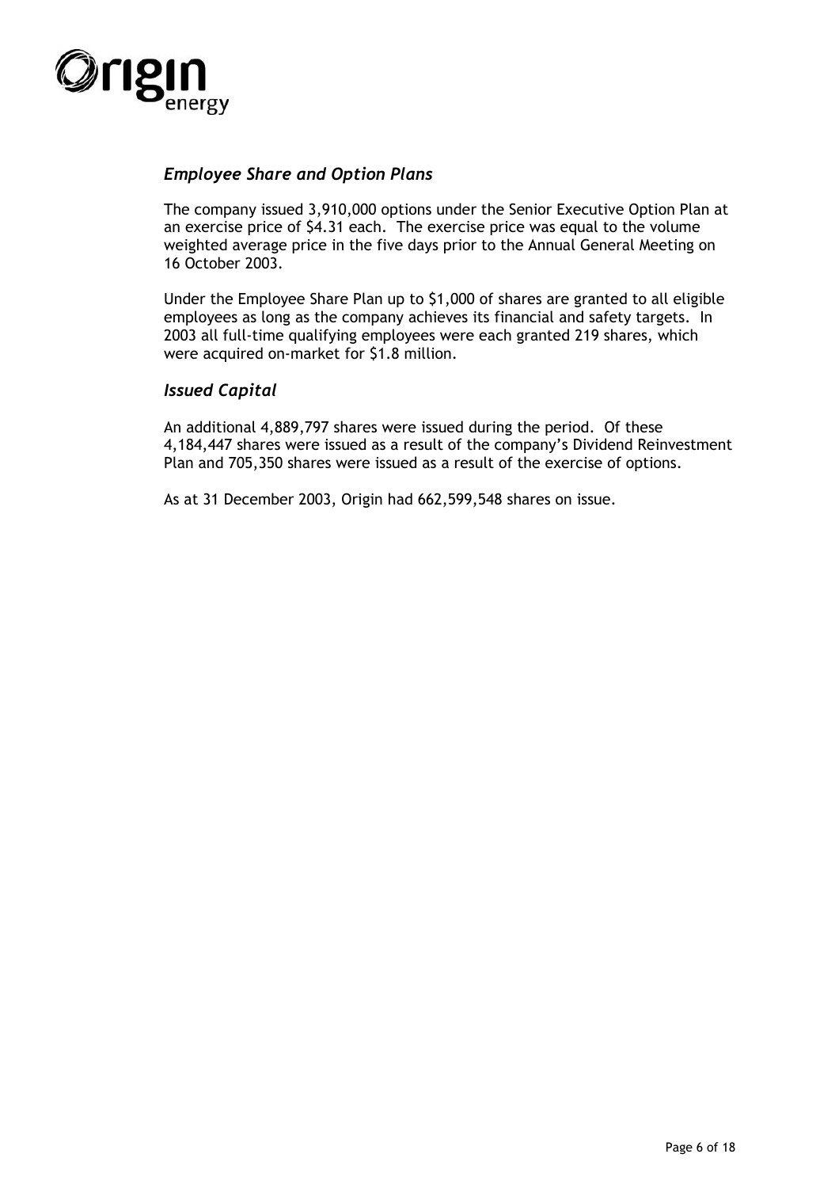## *Employee Share and Option Plans*

The company issued 3,910,000 options under the Senior Executive Option Plan at an exercise price of $4.31 each. The exercise price was equal to the volume weighted average price in the five days prior to the Annual General Meeting on 16 October 2003.

Under the Employee Share Plan up to $1,000 of shares are granted to all eligible employees as long as the company achieves its financial and safety targets. In 2003 all full-time qualifying employees were each granted 219 shares, which were acquired on-market for $1.8 million.

## *Issued Capital*

An additional 4,889,797 shares were issued during the period. Of these 4,184,447 shares were issued as a result of the company's Dividend Reinvestment Plan and 705,350 shares were issued as a result of the exercise of options.

As at 31 December 2003, Origin had 662,599,548 shares on issue.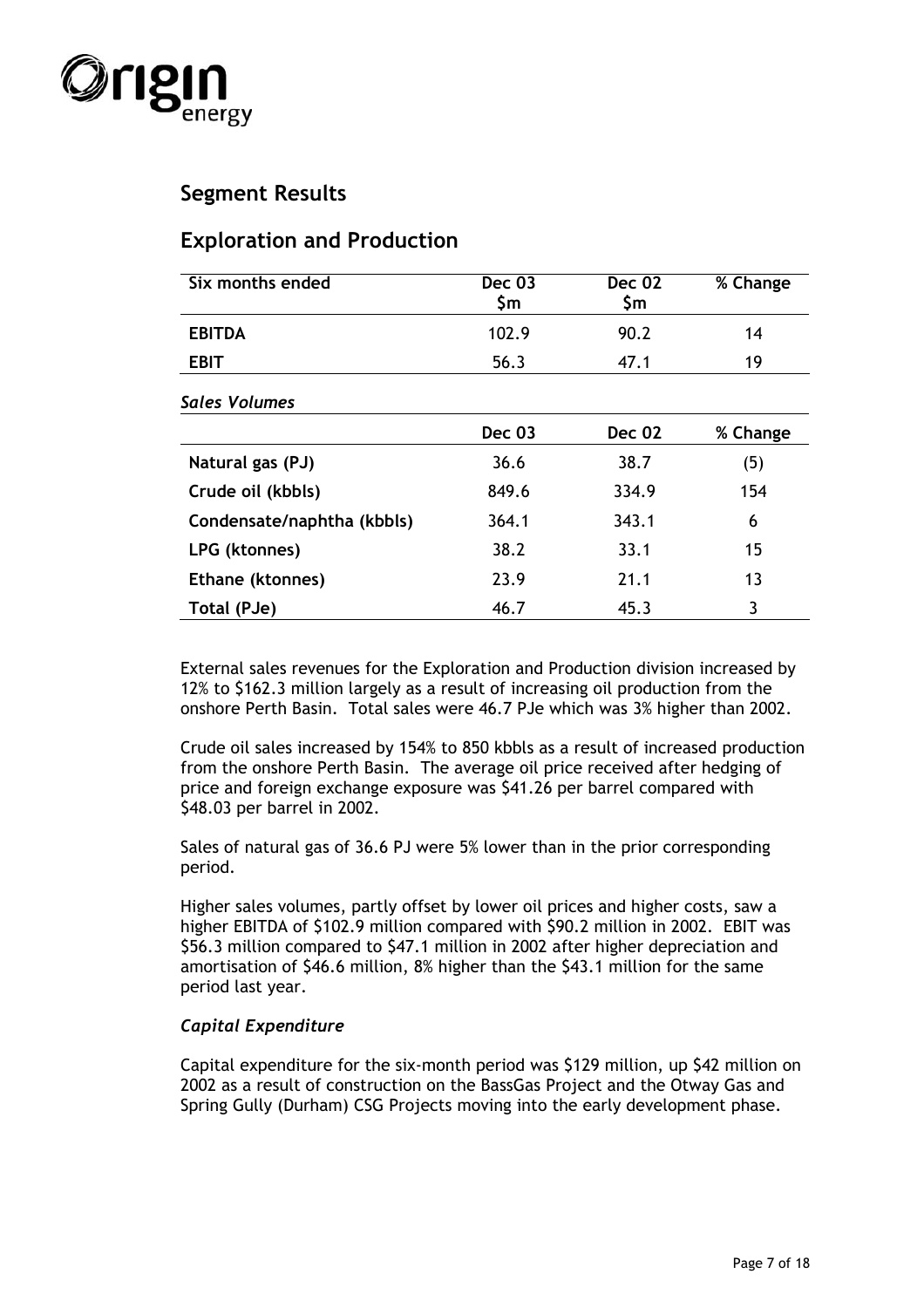## Segment Results

## Exploration and Production

| Six months ended | Dec 03 $m | Dec 02 $m | % Change |
|---|---|---|---|
| **EBITDA** | 102.9 | 90.2 | 14 |
| **EBIT** | 56.3 | 47.1 | 19 |

***Sales Volumes***

| | Dec 03 | Dec 02 | % Change |
|---|---|---|---|
| **Natural gas (PJ)** | 36.6 | 38.7 | (5) |
| **Crude oil (kbbls)** | 849.6 | 334.9 | 154 |
| **Condensate/naphtha (kbbls)** | 364.1 | 343.1 | 6 |
| **LPG (ktonnes)** | 38.2 | 33.1 | 15 |
| **Ethane (ktonnes)** | 23.9 | 21.1 | 13 |
| **Total (PJe)** | 46.7 | 45.3 | 3 |

External sales revenues for the Exploration and Production division increased by 12% to $162.3 million largely as a result of increasing oil production from the onshore Perth Basin. Total sales were 46.7 PJe which was 3% higher than 2002.

Crude oil sales increased by 154% to 850 kbbls as a result of increased production from the onshore Perth Basin. The average oil price received after hedging of price and foreign exchange exposure was $41.26 per barrel compared with $48.03 per barrel in 2002.

Sales of natural gas of 36.6 PJ were 5% lower than in the prior corresponding period.

Higher sales volumes, partly offset by lower oil prices and higher costs, saw a higher EBITDA of $102.9 million compared with $90.2 million in 2002. EBIT was $56.3 million compared to $47.1 million in 2002 after higher depreciation and amortisation of $46.6 million, 8% higher than the $43.1 million for the same period last year.

### *Capital Expenditure*

Capital expenditure for the six-month period was $129 million, up $42 million on 2002 as a result of construction on the BassGas Project and the Otway Gas and Spring Gully (Durham) CSG Projects moving into the early development phase.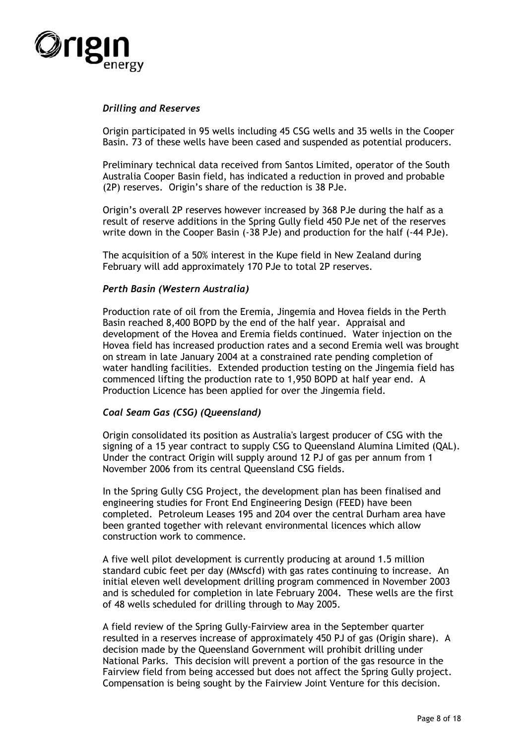### *Drilling and Reserves*

Origin participated in 95 wells including 45 CSG wells and 35 wells in the Cooper Basin. 73 of these wells have been cased and suspended as potential producers.

Preliminary technical data received from Santos Limited, operator of the South Australia Cooper Basin field, has indicated a reduction in proved and probable (2P) reserves. Origin's share of the reduction is 38 PJe.

Origin's overall 2P reserves however increased by 368 PJe during the half as a result of reserve additions in the Spring Gully field 450 PJe net of the reserves write down in the Cooper Basin (-38 PJe) and production for the half (-44 PJe).

The acquisition of a 50% interest in the Kupe field in New Zealand during February will add approximately 170 PJe to total 2P reserves.

### *Perth Basin (Western Australia)*

Production rate of oil from the Eremia, Jingemia and Hovea fields in the Perth Basin reached 8,400 BOPD by the end of the half year. Appraisal and development of the Hovea and Eremia fields continued. Water injection on the Hovea field has increased production rates and a second Eremia well was brought on stream in late January 2004 at a constrained rate pending completion of water handling facilities. Extended production testing on the Jingemia field has commenced lifting the production rate to 1,950 BOPD at half year end. A Production Licence has been applied for over the Jingemia field.

### *Coal Seam Gas (CSG) (Queensland)*

Origin consolidated its position as Australia's largest producer of CSG with the signing of a 15 year contract to supply CSG to Queensland Alumina Limited (QAL). Under the contract Origin will supply around 12 PJ of gas per annum from 1 November 2006 from its central Queensland CSG fields.

In the Spring Gully CSG Project, the development plan has been finalised and engineering studies for Front End Engineering Design (FEED) have been completed. Petroleum Leases 195 and 204 over the central Durham area have been granted together with relevant environmental licences which allow construction work to commence.

A five well pilot development is currently producing at around 1.5 million standard cubic feet per day (MMscfd) with gas rates continuing to increase. An initial eleven well development drilling program commenced in November 2003 and is scheduled for completion in late February 2004. These wells are the first of 48 wells scheduled for drilling through to May 2005.

A field review of the Spring Gully-Fairview area in the September quarter resulted in a reserves increase of approximately 450 PJ of gas (Origin share). A decision made by the Queensland Government will prohibit drilling under National Parks. This decision will prevent a portion of the gas resource in the Fairview field from being accessed but does not affect the Spring Gully project. Compensation is being sought by the Fairview Joint Venture for this decision.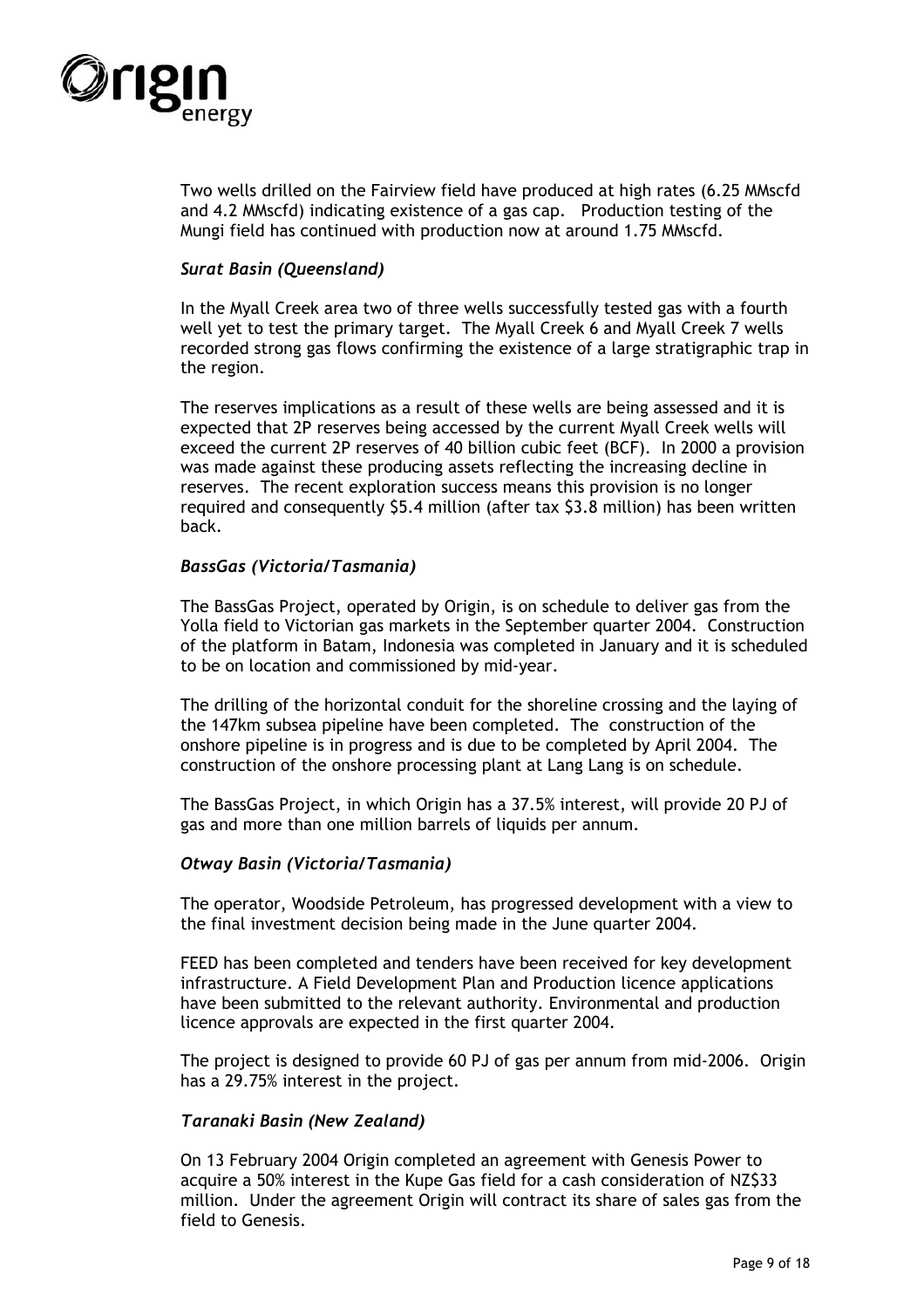Two wells drilled on the Fairview field have produced at high rates (6.25 MMscfd and 4.2 MMscfd) indicating existence of a gas cap. Production testing of the Mungi field has continued with production now at around 1.75 MMscfd.

### *Surat Basin (Queensland)*

In the Myall Creek area two of three wells successfully tested gas with a fourth well yet to test the primary target. The Myall Creek 6 and Myall Creek 7 wells recorded strong gas flows confirming the existence of a large stratigraphic trap in the region.

The reserves implications as a result of these wells are being assessed and it is expected that 2P reserves being accessed by the current Myall Creek wells will exceed the current 2P reserves of 40 billion cubic feet (BCF). In 2000 a provision was made against these producing assets reflecting the increasing decline in reserves. The recent exploration success means this provision is no longer required and consequently $5.4 million (after tax $3.8 million) has been written back.

### *BassGas (Victoria/Tasmania)*

The BassGas Project, operated by Origin, is on schedule to deliver gas from the Yolla field to Victorian gas markets in the September quarter 2004. Construction of the platform in Batam, Indonesia was completed in January and it is scheduled to be on location and commissioned by mid-year.

The drilling of the horizontal conduit for the shoreline crossing and the laying of the 147km subsea pipeline have been completed. The construction of the onshore pipeline is in progress and is due to be completed by April 2004. The construction of the onshore processing plant at Lang Lang is on schedule.

The BassGas Project, in which Origin has a 37.5% interest, will provide 20 PJ of gas and more than one million barrels of liquids per annum.

### *Otway Basin (Victoria/Tasmania)*

The operator, Woodside Petroleum, has progressed development with a view to the final investment decision being made in the June quarter 2004.

FEED has been completed and tenders have been received for key development infrastructure. A Field Development Plan and Production licence applications have been submitted to the relevant authority. Environmental and production licence approvals are expected in the first quarter 2004.

The project is designed to provide 60 PJ of gas per annum from mid-2006. Origin has a 29.75% interest in the project.

### *Taranaki Basin (New Zealand)*

On 13 February 2004 Origin completed an agreement with Genesis Power to acquire a 50% interest in the Kupe Gas field for a cash consideration of NZ$33 million. Under the agreement Origin will contract its share of sales gas from the field to Genesis.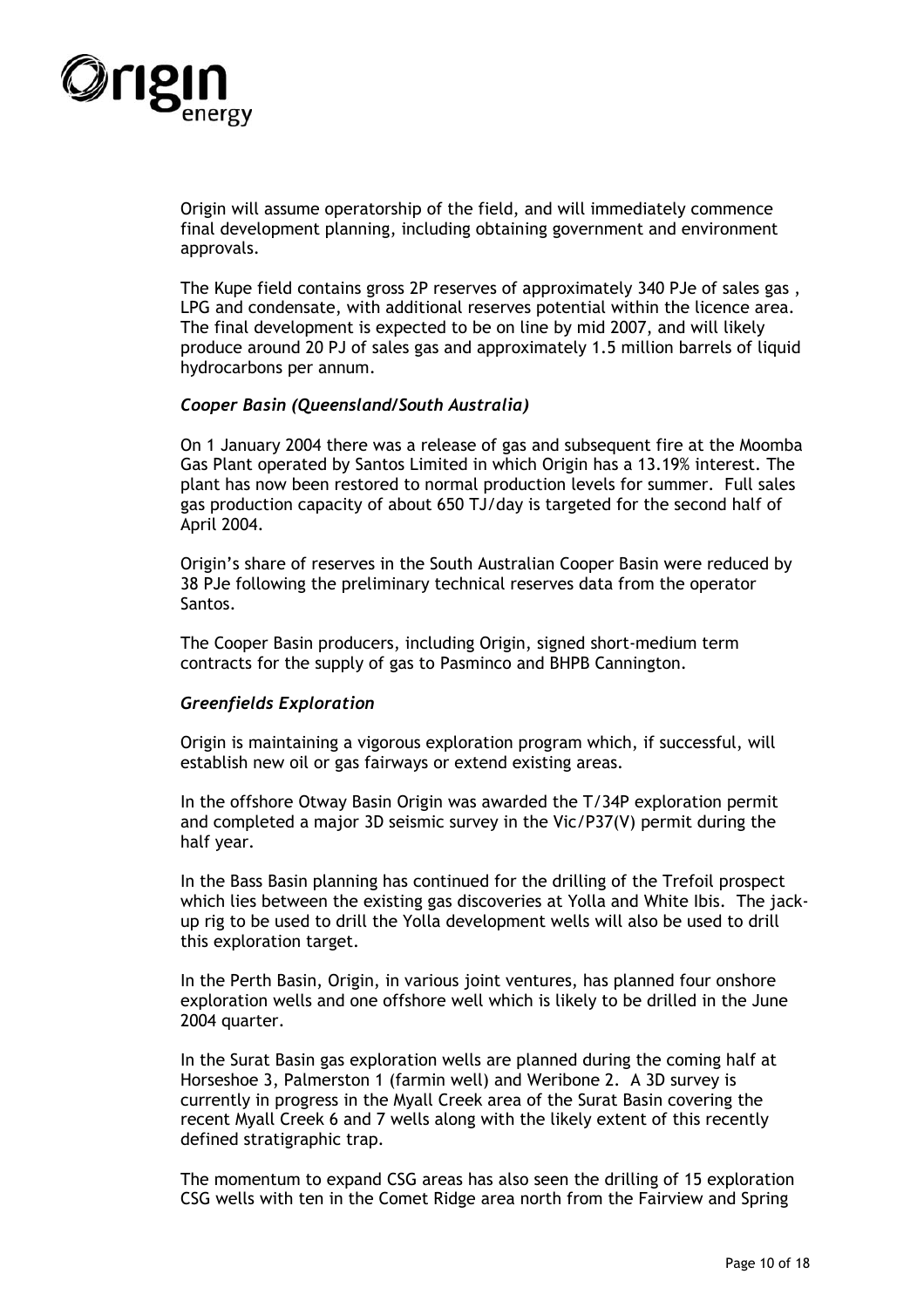Origin will assume operatorship of the field, and will immediately commence final development planning, including obtaining government and environment approvals.

The Kupe field contains gross 2P reserves of approximately 340 PJe of sales gas , LPG and condensate, with additional reserves potential within the licence area. The final development is expected to be on line by mid 2007, and will likely produce around 20 PJ of sales gas and approximately 1.5 million barrels of liquid hydrocarbons per annum.

### *Cooper Basin (Queensland/South Australia)*

On 1 January 2004 there was a release of gas and subsequent fire at the Moomba Gas Plant operated by Santos Limited in which Origin has a 13.19% interest. The plant has now been restored to normal production levels for summer. Full sales gas production capacity of about 650 TJ/day is targeted for the second half of April 2004.

Origin's share of reserves in the South Australian Cooper Basin were reduced by 38 PJe following the preliminary technical reserves data from the operator Santos.

The Cooper Basin producers, including Origin, signed short-medium term contracts for the supply of gas to Pasminco and BHPB Cannington.

### *Greenfields Exploration*

Origin is maintaining a vigorous exploration program which, if successful, will establish new oil or gas fairways or extend existing areas.

In the offshore Otway Basin Origin was awarded the T/34P exploration permit and completed a major 3D seismic survey in the Vic/P37(V) permit during the half year.

In the Bass Basin planning has continued for the drilling of the Trefoil prospect which lies between the existing gas discoveries at Yolla and White Ibis. The jack-up rig to be used to drill the Yolla development wells will also be used to drill this exploration target.

In the Perth Basin, Origin, in various joint ventures, has planned four onshore exploration wells and one offshore well which is likely to be drilled in the June 2004 quarter.

In the Surat Basin gas exploration wells are planned during the coming half at Horseshoe 3, Palmerston 1 (farmin well) and Weribone 2. A 3D survey is currently in progress in the Myall Creek area of the Surat Basin covering the recent Myall Creek 6 and 7 wells along with the likely extent of this recently defined stratigraphic trap.

The momentum to expand CSG areas has also seen the drilling of 15 exploration CSG wells with ten in the Comet Ridge area north from the Fairview and Spring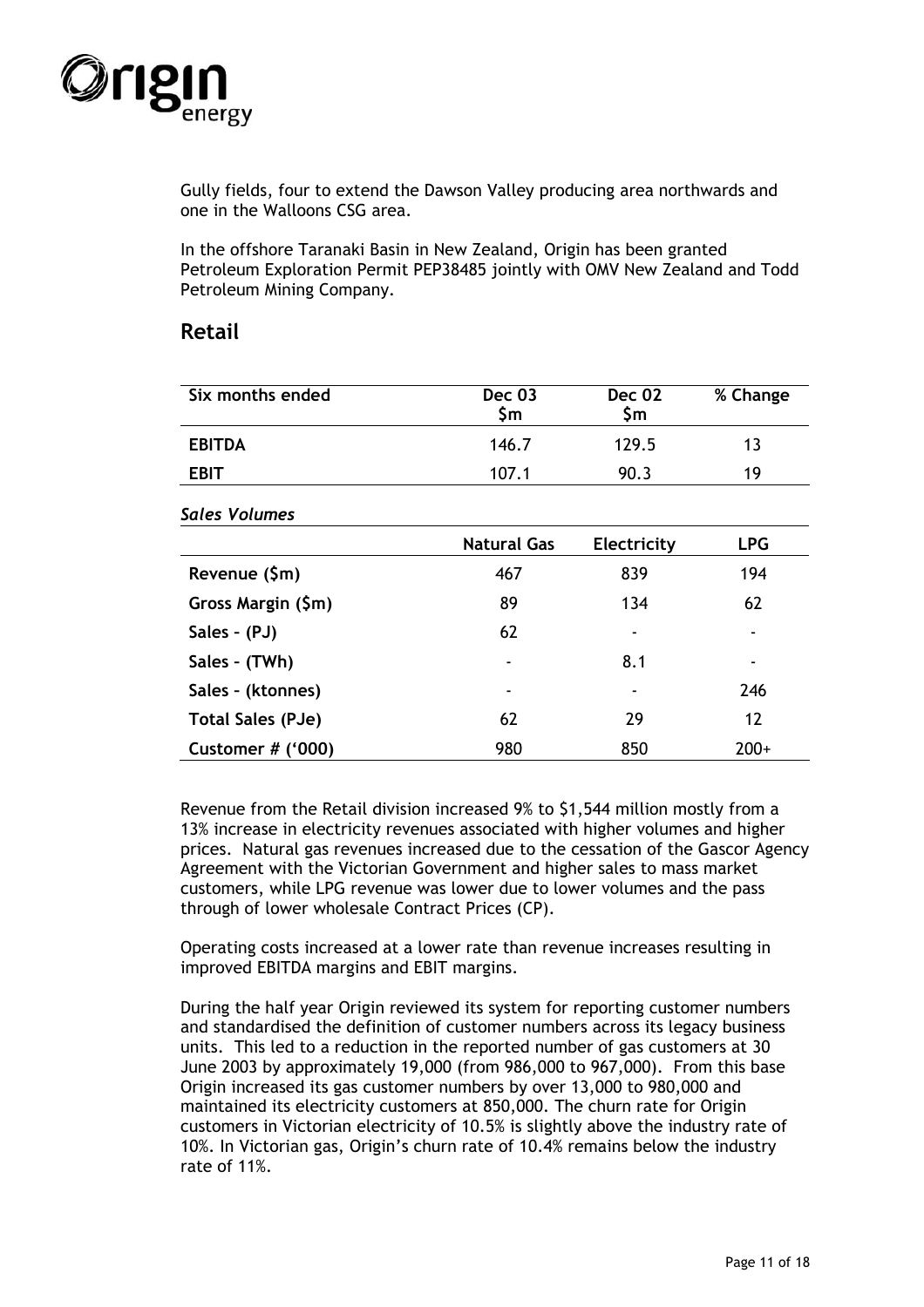Gully fields, four to extend the Dawson Valley producing area northwards and one in the Walloons CSG area.

In the offshore Taranaki Basin in New Zealand, Origin has been granted Petroleum Exploration Permit PEP38485 jointly with OMV New Zealand and Todd Petroleum Mining Company.

## Retail

| Six months ended | Dec 03 $m | Dec 02 $m | % Change |
|---|---|---|---|
| **EBITDA** | 146.7 | 129.5 | 13 |
| **EBIT** | 107.1 | 90.3 | 19 |

***Sales Volumes***

| | Natural Gas | Electricity | LPG |
|---|---|---|---|
| **Revenue ($m)** | 467 | 839 | 194 |
| **Gross Margin ($m)** | 89 | 134 | 62 |
| **Sales – (PJ)** | 62 | - | - |
| **Sales – (TWh)** | - | 8.1 | - |
| **Sales – (ktonnes)** | - | - | 246 |
| **Total Sales (PJe)** | 62 | 29 | 12 |
| **Customer # ('000)** | 980 | 850 | 200+ |

Revenue from the Retail division increased 9% to $1,544 million mostly from a 13% increase in electricity revenues associated with higher volumes and higher prices. Natural gas revenues increased due to the cessation of the Gascor Agency Agreement with the Victorian Government and higher sales to mass market customers, while LPG revenue was lower due to lower volumes and the pass through of lower wholesale Contract Prices (CP).

Operating costs increased at a lower rate than revenue increases resulting in improved EBITDA margins and EBIT margins.

During the half year Origin reviewed its system for reporting customer numbers and standardised the definition of customer numbers across its legacy business units. This led to a reduction in the reported number of gas customers at 30 June 2003 by approximately 19,000 (from 986,000 to 967,000). From this base Origin increased its gas customer numbers by over 13,000 to 980,000 and maintained its electricity customers at 850,000. The churn rate for Origin customers in Victorian electricity of 10.5% is slightly above the industry rate of 10%. In Victorian gas, Origin's churn rate of 10.4% remains below the industry rate of 11%.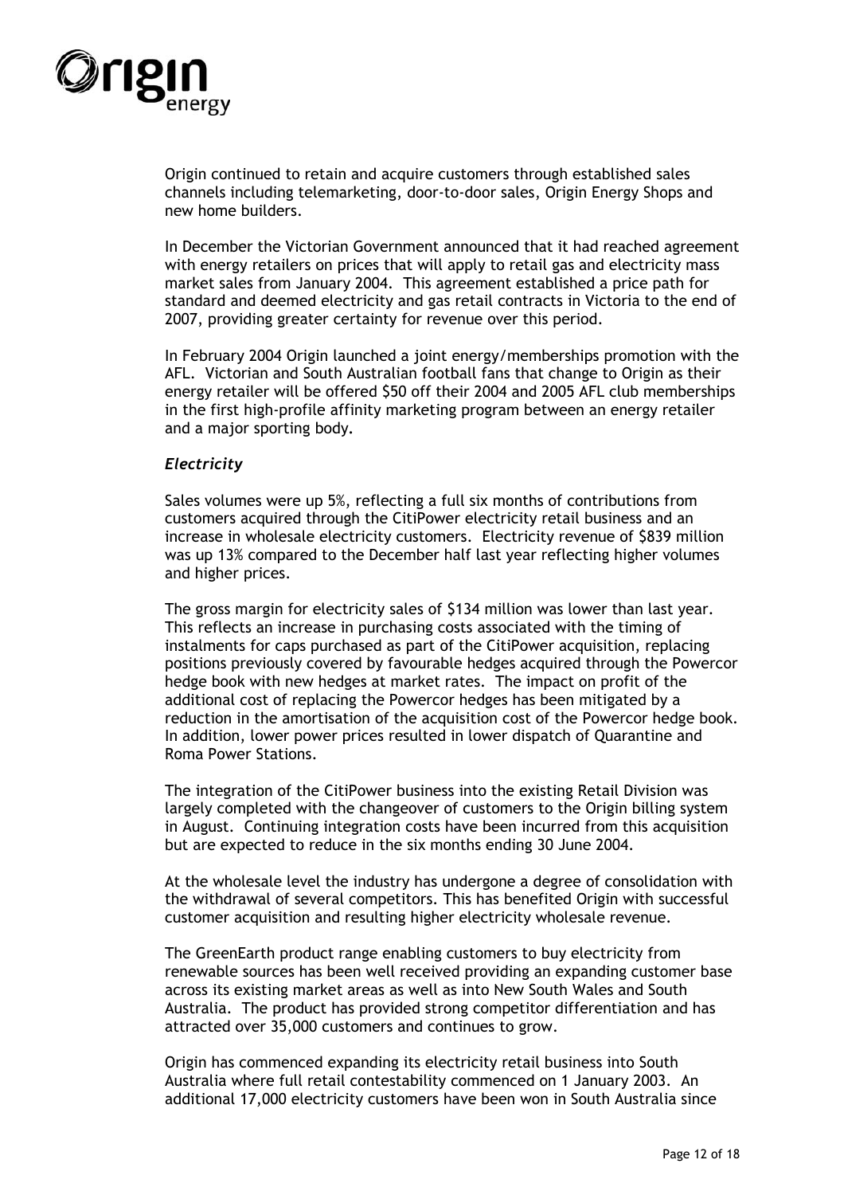Origin continued to retain and acquire customers through established sales channels including telemarketing, door-to-door sales, Origin Energy Shops and new home builders.

In December the Victorian Government announced that it had reached agreement with energy retailers on prices that will apply to retail gas and electricity mass market sales from January 2004. This agreement established a price path for standard and deemed electricity and gas retail contracts in Victoria to the end of 2007, providing greater certainty for revenue over this period.

In February 2004 Origin launched a joint energy/memberships promotion with the AFL. Victorian and South Australian football fans that change to Origin as their energy retailer will be offered $50 off their 2004 and 2005 AFL club memberships in the first high-profile affinity marketing program between an energy retailer and a major sporting body.

### *Electricity*

Sales volumes were up 5%, reflecting a full six months of contributions from customers acquired through the CitiPower electricity retail business and an increase in wholesale electricity customers. Electricity revenue of $839 million was up 13% compared to the December half last year reflecting higher volumes and higher prices.

The gross margin for electricity sales of $134 million was lower than last year. This reflects an increase in purchasing costs associated with the timing of instalments for caps purchased as part of the CitiPower acquisition, replacing positions previously covered by favourable hedges acquired through the Powercor hedge book with new hedges at market rates. The impact on profit of the additional cost of replacing the Powercor hedges has been mitigated by a reduction in the amortisation of the acquisition cost of the Powercor hedge book. In addition, lower power prices resulted in lower dispatch of Quarantine and Roma Power Stations.

The integration of the CitiPower business into the existing Retail Division was largely completed with the changeover of customers to the Origin billing system in August. Continuing integration costs have been incurred from this acquisition but are expected to reduce in the six months ending 30 June 2004.

At the wholesale level the industry has undergone a degree of consolidation with the withdrawal of several competitors. This has benefited Origin with successful customer acquisition and resulting higher electricity wholesale revenue.

The GreenEarth product range enabling customers to buy electricity from renewable sources has been well received providing an expanding customer base across its existing market areas as well as into New South Wales and South Australia. The product has provided strong competitor differentiation and has attracted over 35,000 customers and continues to grow.

Origin has commenced expanding its electricity retail business into South Australia where full retail contestability commenced on 1 January 2003. An additional 17,000 electricity customers have been won in South Australia since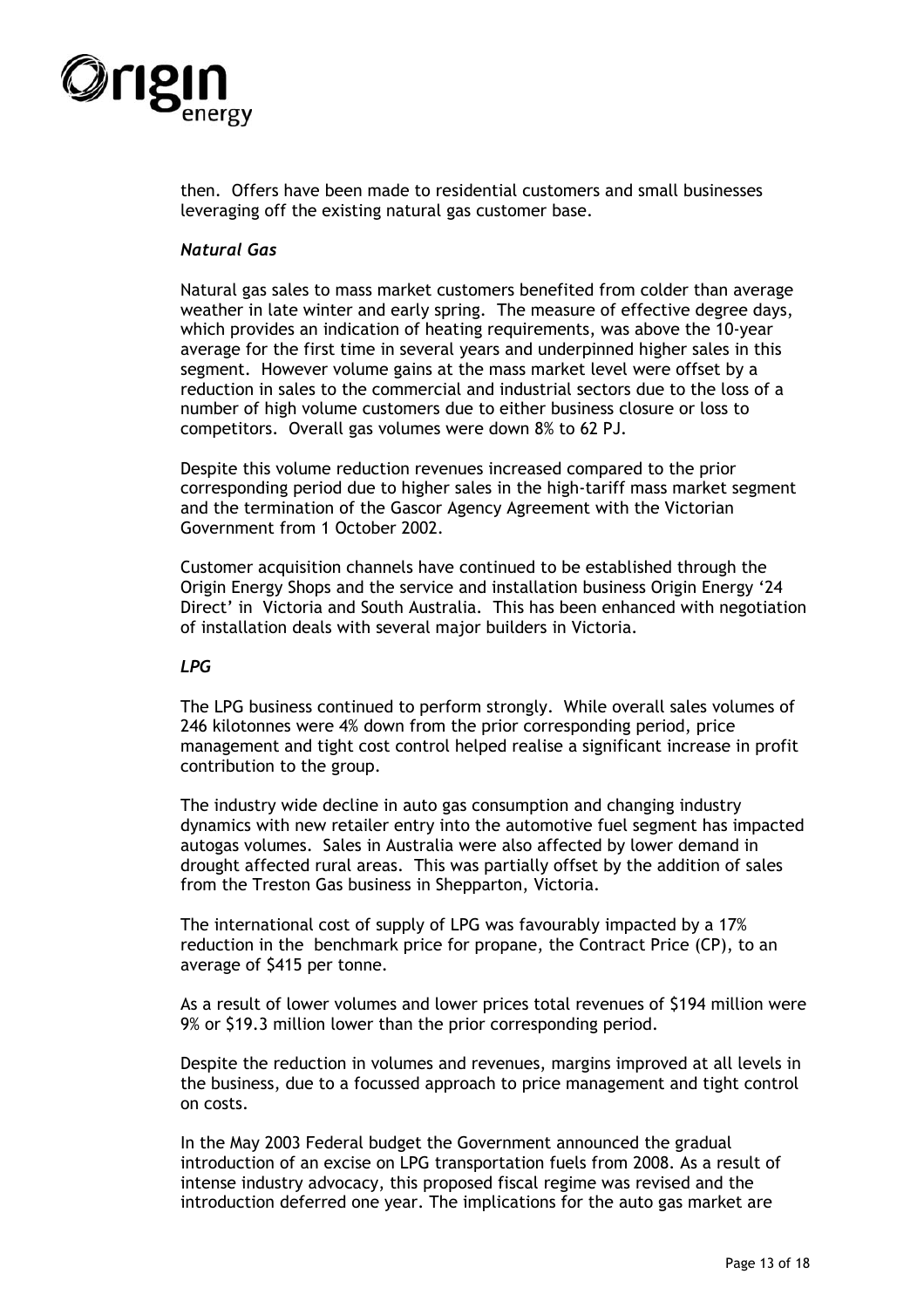then. Offers have been made to residential customers and small businesses leveraging off the existing natural gas customer base.

### *Natural Gas*

Natural gas sales to mass market customers benefited from colder than average weather in late winter and early spring. The measure of effective degree days, which provides an indication of heating requirements, was above the 10-year average for the first time in several years and underpinned higher sales in this segment. However volume gains at the mass market level were offset by a reduction in sales to the commercial and industrial sectors due to the loss of a number of high volume customers due to either business closure or loss to competitors. Overall gas volumes were down 8% to 62 PJ.

Despite this volume reduction revenues increased compared to the prior corresponding period due to higher sales in the high-tariff mass market segment and the termination of the Gascor Agency Agreement with the Victorian Government from 1 October 2002.

Customer acquisition channels have continued to be established through the Origin Energy Shops and the service and installation business Origin Energy '24 Direct' in Victoria and South Australia. This has been enhanced with negotiation of installation deals with several major builders in Victoria.

### *LPG*

The LPG business continued to perform strongly. While overall sales volumes of 246 kilotonnes were 4% down from the prior corresponding period, price management and tight cost control helped realise a significant increase in profit contribution to the group.

The industry wide decline in auto gas consumption and changing industry dynamics with new retailer entry into the automotive fuel segment has impacted autogas volumes. Sales in Australia were also affected by lower demand in drought affected rural areas. This was partially offset by the addition of sales from the Treston Gas business in Shepparton, Victoria.

The international cost of supply of LPG was favourably impacted by a 17% reduction in the benchmark price for propane, the Contract Price (CP), to an average of $415 per tonne.

As a result of lower volumes and lower prices total revenues of $194 million were 9% or $19.3 million lower than the prior corresponding period.

Despite the reduction in volumes and revenues, margins improved at all levels in the business, due to a focussed approach to price management and tight control on costs.

In the May 2003 Federal budget the Government announced the gradual introduction of an excise on LPG transportation fuels from 2008. As a result of intense industry advocacy, this proposed fiscal regime was revised and the introduction deferred one year. The implications for the auto gas market are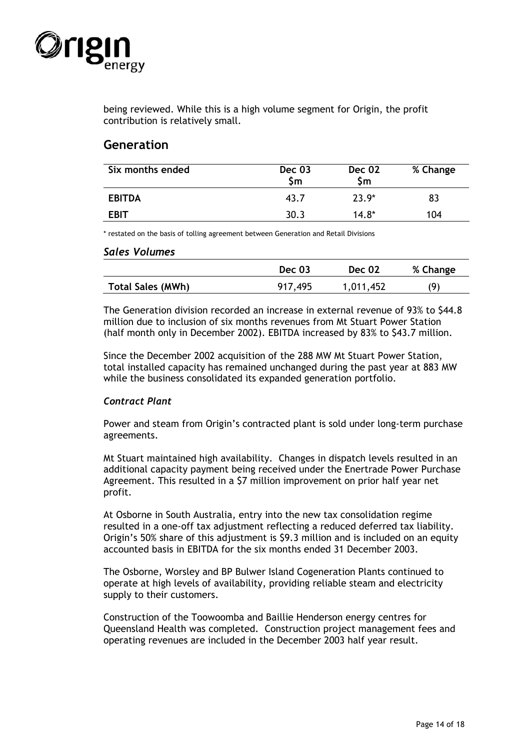being reviewed. While this is a high volume segment for Origin, the profit contribution is relatively small.

## Generation

| Six months ended | Dec 03 $m | Dec 02 $m | % Change |
|---|---|---|---|
| **EBITDA** | 43.7 | 23.9* | 83 |
| **EBIT** | 30.3 | 14.8* | 104 |

* restated on the basis of tolling agreement between Generation and Retail Divisions

### *Sales Volumes*

| | Dec 03 | Dec 02 | % Change |
|---|---|---|---|
| **Total Sales (MWh)** | 917,495 | 1,011,452 | (9) |

The Generation division recorded an increase in external revenue of 93% to $44.8 million due to inclusion of six months revenues from Mt Stuart Power Station (half month only in December 2002). EBITDA increased by 83% to $43.7 million.

Since the December 2002 acquisition of the 288 MW Mt Stuart Power Station, total installed capacity has remained unchanged during the past year at 883 MW while the business consolidated its expanded generation portfolio.

### *Contract Plant*

Power and steam from Origin's contracted plant is sold under long-term purchase agreements.

Mt Stuart maintained high availability. Changes in dispatch levels resulted in an additional capacity payment being received under the Enertrade Power Purchase Agreement. This resulted in a $7 million improvement on prior half year net profit.

At Osborne in South Australia, entry into the new tax consolidation regime resulted in a one-off tax adjustment reflecting a reduced deferred tax liability. Origin's 50% share of this adjustment is $9.3 million and is included on an equity accounted basis in EBITDA for the six months ended 31 December 2003.

The Osborne, Worsley and BP Bulwer Island Cogeneration Plants continued to operate at high levels of availability, providing reliable steam and electricity supply to their customers.

Construction of the Toowoomba and Baillie Henderson energy centres for Queensland Health was completed. Construction project management fees and operating revenues are included in the December 2003 half year result.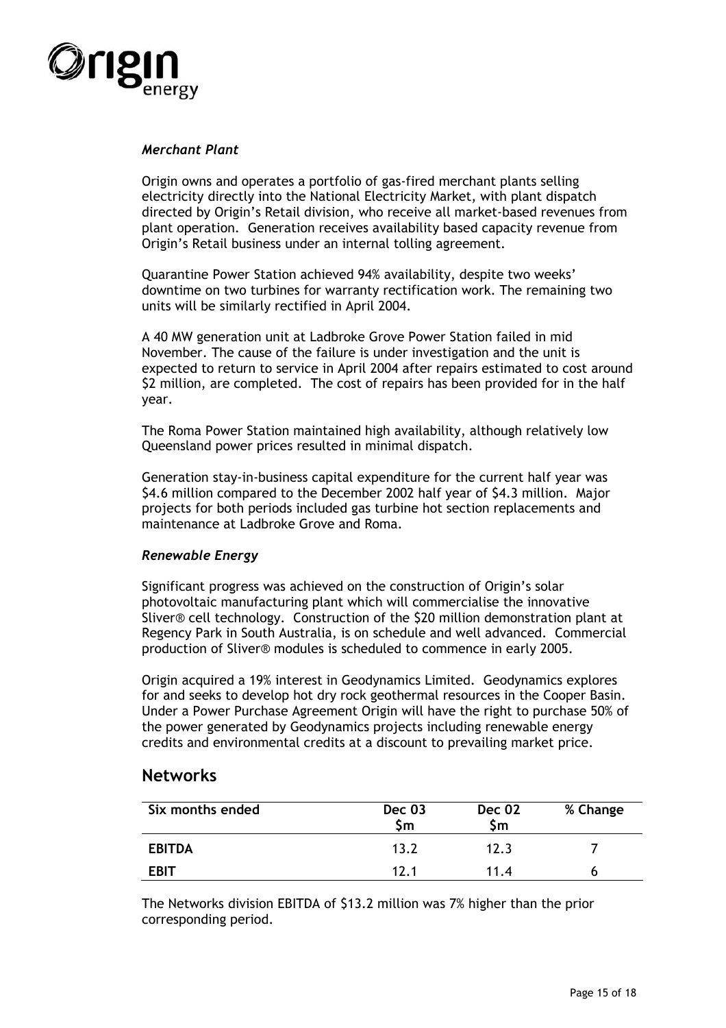### *Merchant Plant*

Origin owns and operates a portfolio of gas-fired merchant plants selling electricity directly into the National Electricity Market, with plant dispatch directed by Origin's Retail division, who receive all market-based revenues from plant operation. Generation receives availability based capacity revenue from Origin's Retail business under an internal tolling agreement.

Quarantine Power Station achieved 94% availability, despite two weeks' downtime on two turbines for warranty rectification work. The remaining two units will be similarly rectified in April 2004.

A 40 MW generation unit at Ladbroke Grove Power Station failed in mid November. The cause of the failure is under investigation and the unit is expected to return to service in April 2004 after repairs estimated to cost around $2 million, are completed. The cost of repairs has been provided for in the half year.

The Roma Power Station maintained high availability, although relatively low Queensland power prices resulted in minimal dispatch.

Generation stay-in-business capital expenditure for the current half year was $4.6 million compared to the December 2002 half year of $4.3 million. Major projects for both periods included gas turbine hot section replacements and maintenance at Ladbroke Grove and Roma.

### *Renewable Energy*

Significant progress was achieved on the construction of Origin's solar photovoltaic manufacturing plant which will commercialise the innovative Sliver® cell technology. Construction of the $20 million demonstration plant at Regency Park in South Australia, is on schedule and well advanced. Commercial production of Sliver® modules is scheduled to commence in early 2005.

Origin acquired a 19% interest in Geodynamics Limited. Geodynamics explores for and seeks to develop hot dry rock geothermal resources in the Cooper Basin. Under a Power Purchase Agreement Origin will have the right to purchase 50% of the power generated by Geodynamics projects including renewable energy credits and environmental credits at a discount to prevailing market price.

## Networks

| Six months ended | Dec 03 $m | Dec 02 $m | % Change |
|---|---|---|---|
| **EBITDA** | 13.2 | 12.3 | 7 |
| **EBIT** | 12.1 | 11.4 | 6 |

The Networks division EBITDA of $13.2 million was 7% higher than the prior corresponding period.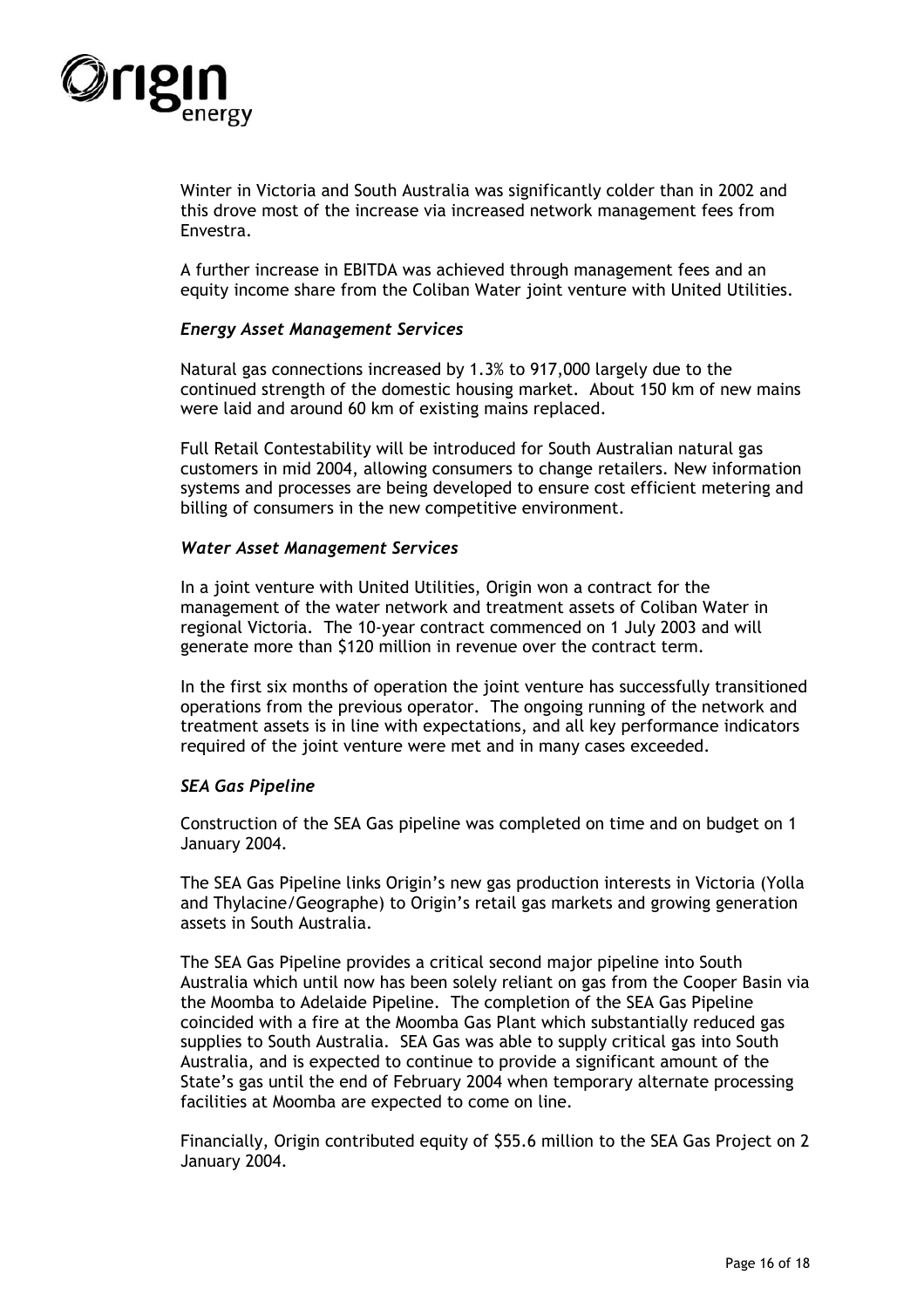Winter in Victoria and South Australia was significantly colder than in 2002 and this drove most of the increase via increased network management fees from Envestra.

A further increase in EBITDA was achieved through management fees and an equity income share from the Coliban Water joint venture with United Utilities.

### *Energy Asset Management Services*

Natural gas connections increased by 1.3% to 917,000 largely due to the continued strength of the domestic housing market. About 150 km of new mains were laid and around 60 km of existing mains replaced.

Full Retail Contestability will be introduced for South Australian natural gas customers in mid 2004, allowing consumers to change retailers. New information systems and processes are being developed to ensure cost efficient metering and billing of consumers in the new competitive environment.

### *Water Asset Management Services*

In a joint venture with United Utilities, Origin won a contract for the management of the water network and treatment assets of Coliban Water in regional Victoria. The 10-year contract commenced on 1 July 2003 and will generate more than $120 million in revenue over the contract term.

In the first six months of operation the joint venture has successfully transitioned operations from the previous operator. The ongoing running of the network and treatment assets is in line with expectations, and all key performance indicators required of the joint venture were met and in many cases exceeded.

### *SEA Gas Pipeline*

Construction of the SEA Gas pipeline was completed on time and on budget on 1 January 2004.

The SEA Gas Pipeline links Origin's new gas production interests in Victoria (Yolla and Thylacine/Geographe) to Origin's retail gas markets and growing generation assets in South Australia.

The SEA Gas Pipeline provides a critical second major pipeline into South Australia which until now has been solely reliant on gas from the Cooper Basin via the Moomba to Adelaide Pipeline. The completion of the SEA Gas Pipeline coincided with a fire at the Moomba Gas Plant which substantially reduced gas supplies to South Australia. SEA Gas was able to supply critical gas into South Australia, and is expected to continue to provide a significant amount of the State's gas until the end of February 2004 when temporary alternate processing facilities at Moomba are expected to come on line.

Financially, Origin contributed equity of $55.6 million to the SEA Gas Project on 2 January 2004.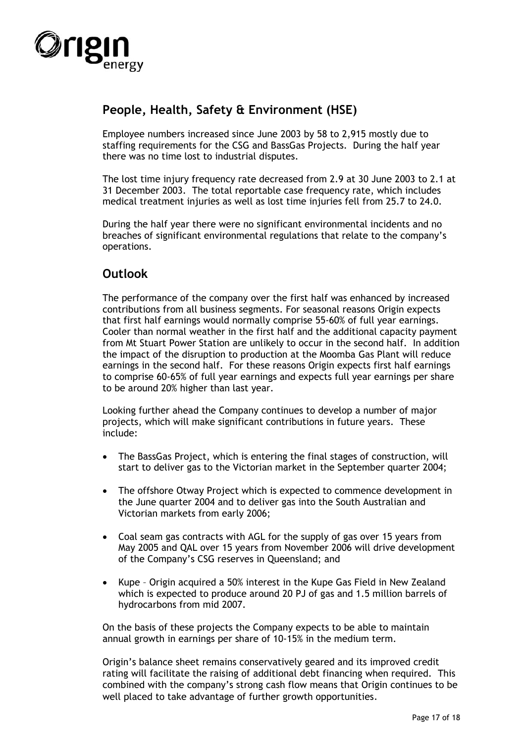## People, Health, Safety & Environment (HSE)

Employee numbers increased since June 2003 by 58 to 2,915 mostly due to staffing requirements for the CSG and BassGas Projects. During the half year there was no time lost to industrial disputes.

The lost time injury frequency rate decreased from 2.9 at 30 June 2003 to 2.1 at 31 December 2003. The total reportable case frequency rate, which includes medical treatment injuries as well as lost time injuries fell from 25.7 to 24.0.

During the half year there were no significant environmental incidents and no breaches of significant environmental regulations that relate to the company's operations.

## Outlook

The performance of the company over the first half was enhanced by increased contributions from all business segments. For seasonal reasons Origin expects that first half earnings would normally comprise 55-60% of full year earnings. Cooler than normal weather in the first half and the additional capacity payment from Mt Stuart Power Station are unlikely to occur in the second half. In addition the impact of the disruption to production at the Moomba Gas Plant will reduce earnings in the second half. For these reasons Origin expects first half earnings to comprise 60-65% of full year earnings and expects full year earnings per share to be around 20% higher than last year.

Looking further ahead the Company continues to develop a number of major projects, which will make significant contributions in future years. These include:

- The BassGas Project, which is entering the final stages of construction, will start to deliver gas to the Victorian market in the September quarter 2004;
- The offshore Otway Project which is expected to commence development in the June quarter 2004 and to deliver gas into the South Australian and Victorian markets from early 2006;
- Coal seam gas contracts with AGL for the supply of gas over 15 years from May 2005 and QAL over 15 years from November 2006 will drive development of the Company's CSG reserves in Queensland; and
- Kupe – Origin acquired a 50% interest in the Kupe Gas Field in New Zealand which is expected to produce around 20 PJ of gas and 1.5 million barrels of hydrocarbons from mid 2007.

On the basis of these projects the Company expects to be able to maintain annual growth in earnings per share of 10-15% in the medium term.

Origin's balance sheet remains conservatively geared and its improved credit rating will facilitate the raising of additional debt financing when required. This combined with the company's strong cash flow means that Origin continues to be well placed to take advantage of further growth opportunities.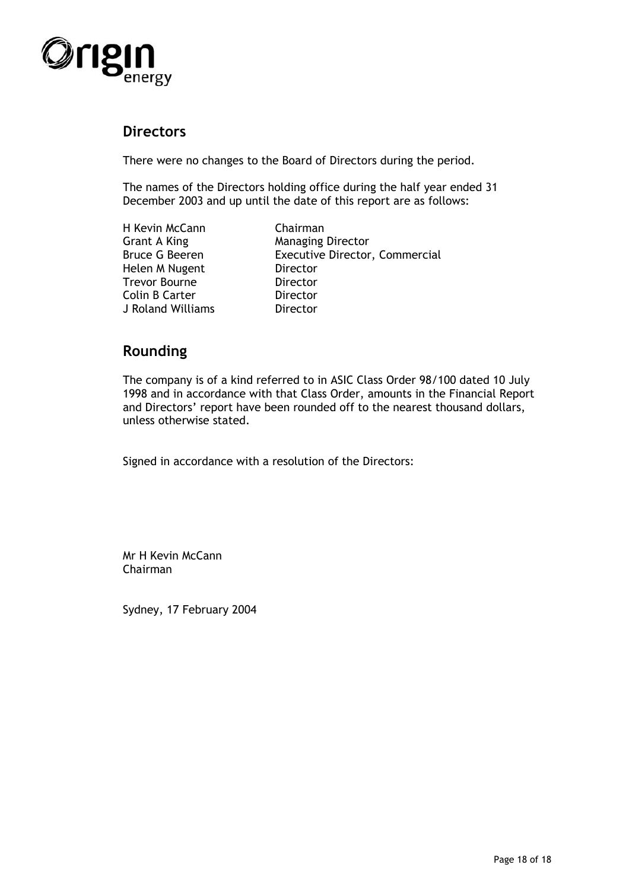## Directors

There were no changes to the Board of Directors during the period.

The names of the Directors holding office during the half year ended 31 December 2003 and up until the date of this report are as follows:

| | |
|---|---|
| H Kevin McCann | Chairman |
| Grant A King | Managing Director |
| Bruce G Beeren | Executive Director, Commercial |
| Helen M Nugent | Director |
| Trevor Bourne | Director |
| Colin B Carter | Director |
| J Roland Williams | Director |

## Rounding

The company is of a kind referred to in ASIC Class Order 98/100 dated 10 July 1998 and in accordance with that Class Order, amounts in the Financial Report and Directors' report have been rounded off to the nearest thousand dollars, unless otherwise stated.

Signed in accordance with a resolution of the Directors:

Mr H Kevin McCann
Chairman

Sydney, 17 February 2004